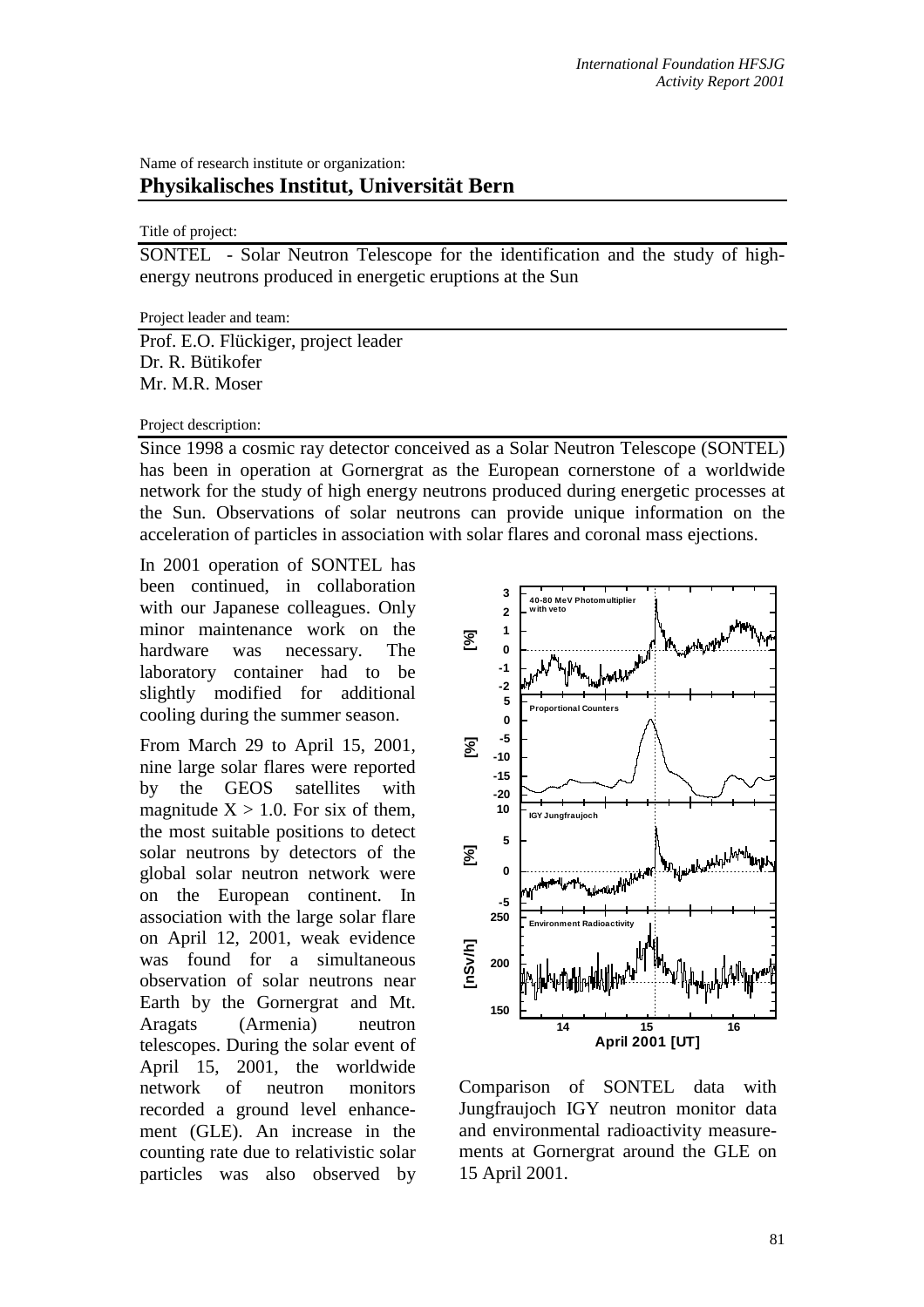Name of research institute or organization:

## Physikalisches Institut, Universität Bern

Title of project:

SONTEL - Solar Neutron Telescope for the identification and the study of high-energy neutrons produced in energetic eruptions at the Sun

Project leader and team:

Prof. E.O. Flückiger, project leader
Dr. R. Bütikofer
Mr. M.R. Moser

Project description:

Since 1998 a cosmic ray detector conceived as a Solar Neutron Telescope (SONTEL) has been in operation at Gornergrat as the European cornerstone of a worldwide network for the study of high energy neutrons produced during energetic processes at the Sun. Observations of solar neutrons can provide unique information on the acceleration of particles in association with solar flares and coronal mass ejections.

In 2001 operation of SONTEL has been continued, in collaboration with our Japanese colleagues. Only minor maintenance work on the hardware was necessary. The laboratory container had to be slightly modified for additional cooling during the summer season.

From March 29 to April 15, 2001, nine large solar flares were reported by the GEOS satellites with magnitude $X > 1.0$. For six of them, the most suitable positions to detect solar neutrons by detectors of the global solar neutron network were on the European continent. In association with the large solar flare on April 12, 2001, weak evidence was found for a simultaneous observation of solar neutrons near Earth by the Gornergrat and Mt. Aragats (Armenia) neutron telescopes. During the solar event of April 15, 2001, the worldwide network of neutron monitors recorded a ground level enhancement (GLE). An increase in the counting rate due to relativistic solar particles was also observed by

Comparison of SONTEL data with Jungfraujoch IGY neutron monitor data and environmental radioactivity measurements at Gornergrat around the GLE on 15 April 2001.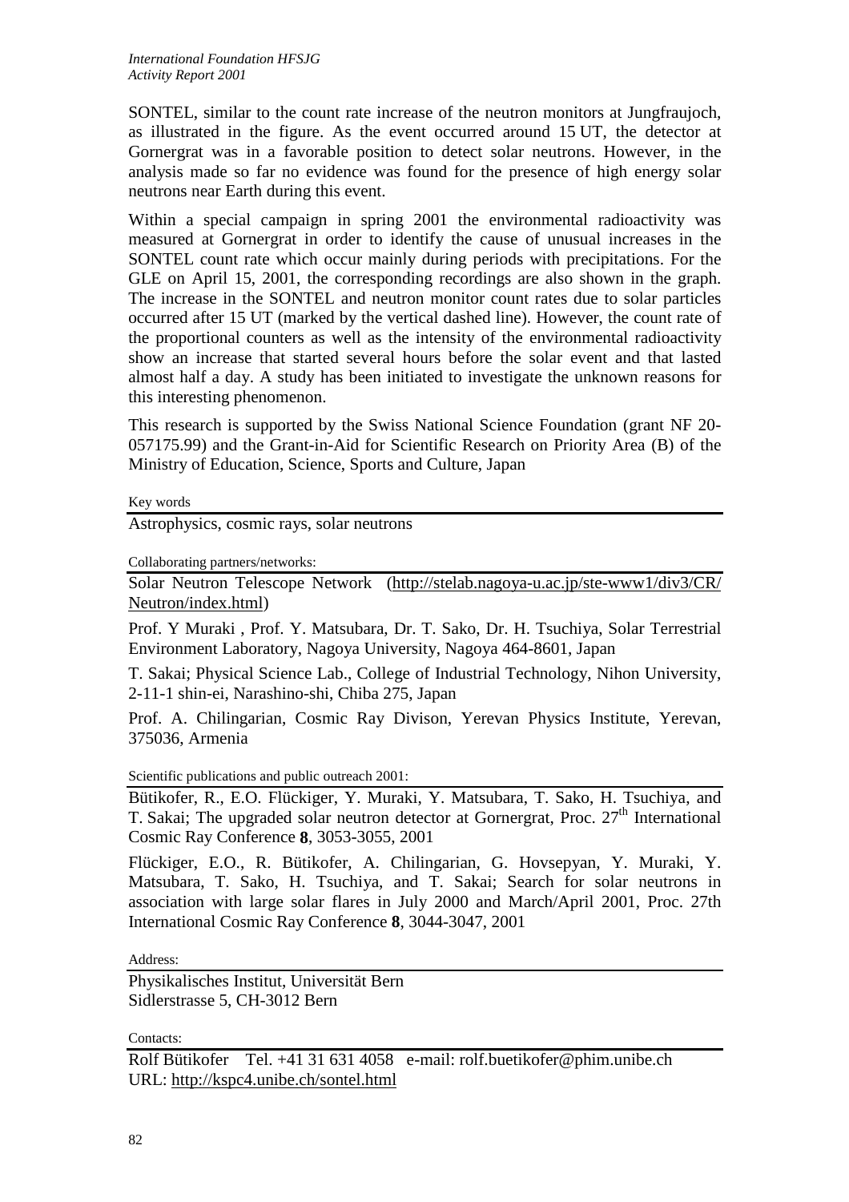SONTEL, similar to the count rate increase of the neutron monitors at Jungfraujoch, as illustrated in the figure. As the event occurred around 15 UT, the detector at Gornergrat was in a favorable position to detect solar neutrons. However, in the analysis made so far no evidence was found for the presence of high energy solar neutrons near Earth during this event.

Within a special campaign in spring 2001 the environmental radioactivity was measured at Gornergrat in order to identify the cause of unusual increases in the SONTEL count rate which occur mainly during periods with precipitations. For the GLE on April 15, 2001, the corresponding recordings are also shown in the graph. The increase in the SONTEL and neutron monitor count rates due to solar particles occurred after 15 UT (marked by the vertical dashed line). However, the count rate of the proportional counters as well as the intensity of the environmental radioactivity show an increase that started several hours before the solar event and that lasted almost half a day. A study has been initiated to investigate the unknown reasons for this interesting phenomenon.

This research is supported by the Swiss National Science Foundation (grant NF 20-057175.99) and the Grant-in-Aid for Scientific Research on Priority Area (B) of the Ministry of Education, Science, Sports and Culture, Japan

Key words

Astrophysics, cosmic rays, solar neutrons

Collaborating partners/networks:

Solar Neutron Telescope Network (http://stelab.nagoya-u.ac.jp/ste-www1/div3/CR/Neutron/index.html)

Prof. Y Muraki , Prof. Y. Matsubara, Dr. T. Sako, Dr. H. Tsuchiya, Solar Terrestrial Environment Laboratory, Nagoya University, Nagoya 464-8601, Japan

T. Sakai; Physical Science Lab., College of Industrial Technology, Nihon University, 2-11-1 shin-ei, Narashino-shi, Chiba 275, Japan

Prof. A. Chilingarian, Cosmic Ray Divison, Yerevan Physics Institute, Yerevan, 375036, Armenia

Scientific publications and public outreach 2001:

Bütikofer, R., E.O. Flückiger, Y. Muraki, Y. Matsubara, T. Sako, H. Tsuchiya, and T. Sakai; The upgraded solar neutron detector at Gornergrat, Proc. 27th International Cosmic Ray Conference **8**, 3053-3055, 2001

Flückiger, E.O., R. Bütikofer, A. Chilingarian, G. Hovsepyan, Y. Muraki, Y. Matsubara, T. Sako, H. Tsuchiya, and T. Sakai; Search for solar neutrons in association with large solar flares in July 2000 and March/April 2001, Proc. 27th International Cosmic Ray Conference **8**, 3044-3047, 2001

Address:

Physikalisches Institut, Universität Bern
Sidlerstrasse 5, CH-3012 Bern

Contacts:

Rolf Bütikofer Tel. +41 31 631 4058 e-mail: rolf.buetikofer@phim.unibe.ch
URL: http://kspc4.unibe.ch/sontel.html